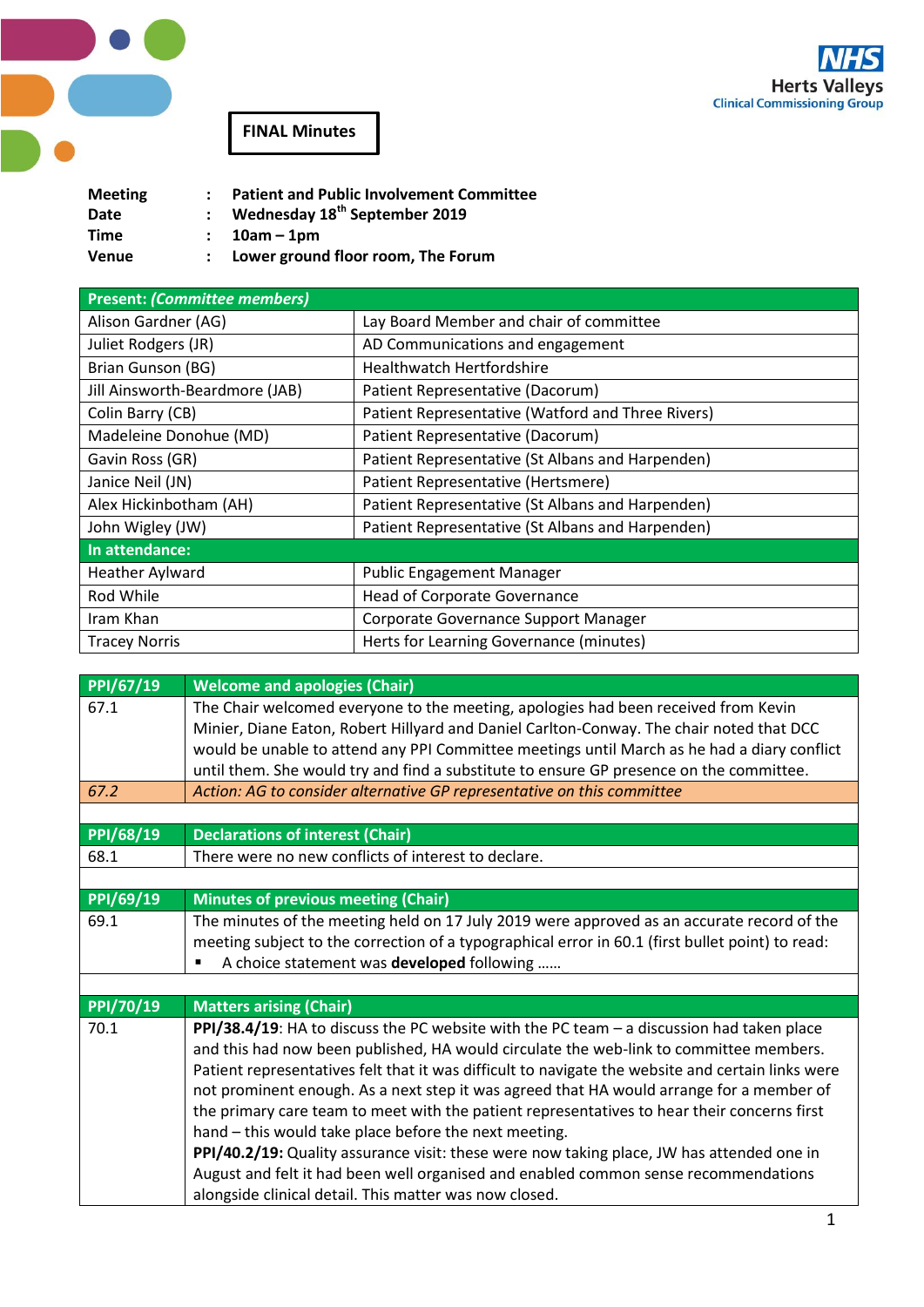**FINAL Minutes**

NHS Herts Valleys Clinical Commissioning Group

| | | |
|---|---|---|
| **Meeting** | : | **Patient and Public Involvement Committee** |
| **Date** | : | **Wednesday 18th September 2019** |
| **Time** | : | **10am – 1pm** |
| **Venue** | : | **Lower ground floor room, The Forum** |

| **Present:** ***(Committee members)*** | |
|---|---|
| Alison Gardner (AG) | Lay Board Member and chair of committee |
| Juliet Rodgers (JR) | AD Communications and engagement |
| Brian Gunson (BG) | Healthwatch Hertfordshire |
| Jill Ainsworth-Beardmore (JAB) | Patient Representative (Dacorum) |
| Colin Barry (CB) | Patient Representative (Watford and Three Rivers) |
| Madeleine Donohue (MD) | Patient Representative (Dacorum) |
| Gavin Ross (GR) | Patient Representative (St Albans and Harpenden) |
| Janice Neil (JN) | Patient Representative (Hertsmere) |
| Alex Hickinbotham (AH) | Patient Representative (St Albans and Harpenden) |
| John Wigley (JW) | Patient Representative (St Albans and Harpenden) |
| **In attendance:** | |
| Heather Aylward | Public Engagement Manager |
| Rod While | Head of Corporate Governance |
| Iram Khan | Corporate Governance Support Manager |
| Tracey Norris | Herts for Learning Governance (minutes) |

| **PPI/67/19** | **Welcome and apologies (Chair)** |
|---|---|
| 67.1 | The Chair welcomed everyone to the meeting, apologies had been received from Kevin Minier, Diane Eaton, Robert Hillyard and Daniel Carlton-Conway. The chair noted that DCC would be unable to attend any PPI Committee meetings until March as he had a diary conflict until them. She would try and find a substitute to ensure GP presence on the committee. |
| *67.2* | *Action: AG to consider alternative GP representative on this committee* |
| | |
| **PPI/68/19** | **Declarations of interest (Chair)** |
| 68.1 | There were no new conflicts of interest to declare. |
| | |
| **PPI/69/19** | **Minutes of previous meeting (Chair)** |
| 69.1 | The minutes of the meeting held on 17 July 2019 were approved as an accurate record of the meeting subject to the correction of a typographical error in 60.1 (first bullet point) to read: <br>▪ A choice statement was **developed** following …… |
| | |
| **PPI/70/19** | **Matters arising (Chair)** |
| 70.1 | **PPI/38.4/19**: HA to discuss the PC website with the PC team – a discussion had taken place and this had now been published, HA would circulate the web-link to committee members. Patient representatives felt that it was difficult to navigate the website and certain links were not prominent enough. As a next step it was agreed that HA would arrange for a member of the primary care team to meet with the patient representatives to hear their concerns first hand – this would take place before the next meeting. <br>**PPI/40.2/19:** Quality assurance visit: these were now taking place, JW has attended one in August and felt it had been well organised and enabled common sense recommendations alongside clinical detail. This matter was now closed. |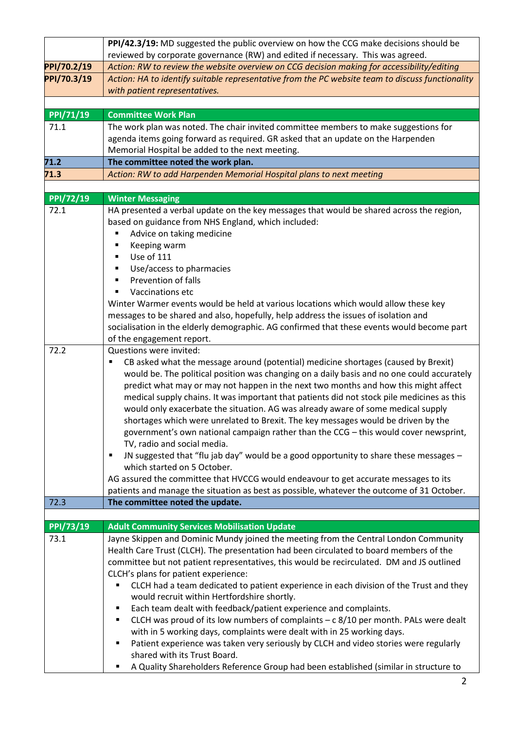| | |
|---|---|
| | **PPI/42.3/19:** MD suggested the public overview on how the CCG make decisions should be reviewed by corporate governance (RW) and edited if necessary. This was agreed. |
| **PPI/70.2/19** | *Action: RW to review the website overview on CCG decision making for accessibility/editing* |
| **PPI/70.3/19** | *Action: HA to identify suitable representative from the PC website team to discuss functionality with patient representatives.* |
| | |
| **PPI/71/19** | **Committee Work Plan** |
| 71.1 | The work plan was noted. The chair invited committee members to make suggestions for agenda items going forward as required. GR asked that an update on the Harpenden Memorial Hospital be added to the next meeting. |
| **71.2** | **The committee noted the work plan.** |
| **71.3** | *Action: RW to add Harpenden Memorial Hospital plans to next meeting* |
| | |
| **PPI/72/19** | **Winter Messaging** |
| 72.1 | HA presented a verbal update on the key messages that would be shared across the region, based on guidance from NHS England, which included:<br>▪ Advice on taking medicine<br>▪ Keeping warm<br>▪ Use of 111<br>▪ Use/access to pharmacies<br>▪ Prevention of falls<br>▪ Vaccinations etc<br>Winter Warmer events would be held at various locations which would allow these key messages to be shared and also, hopefully, help address the issues of isolation and socialisation in the elderly demographic. AG confirmed that these events would become part of the engagement report. |
| 72.2 | Questions were invited:<br>▪ CB asked what the message around (potential) medicine shortages (caused by Brexit) would be. The political position was changing on a daily basis and no one could accurately predict what may or may not happen in the next two months and how this might affect medical supply chains. It was important that patients did not stock pile medicines as this would only exacerbate the situation. AG was already aware of some medical supply shortages which were unrelated to Brexit. The key messages would be driven by the government's own national campaign rather than the CCG – this would cover newsprint, TV, radio and social media.<br>▪ JN suggested that "flu jab day" would be a good opportunity to share these messages – which started on 5 October.<br>AG assured the committee that HVCCG would endeavour to get accurate messages to its patients and manage the situation as best as possible, whatever the outcome of 31 October. |
| 72.3 | **The committee noted the update.** |
| | |
| **PPI/73/19** | **Adult Community Services Mobilisation Update** |
| 73.1 | Jayne Skippen and Dominic Mundy joined the meeting from the Central London Community Health Care Trust (CLCH). The presentation had been circulated to board members of the committee but not patient representatives, this would be recirculated. DM and JS outlined CLCH's plans for patient experience:<br>▪ CLCH had a team dedicated to patient experience in each division of the Trust and they would recruit within Hertfordshire shortly.<br>▪ Each team dealt with feedback/patient experience and complaints.<br>▪ CLCH was proud of its low numbers of complaints – c 8/10 per month. PALs were dealt with in 5 working days, complaints were dealt with in 25 working days.<br>▪ Patient experience was taken very seriously by CLCH and video stories were regularly shared with its Trust Board.<br>▪ A Quality Shareholders Reference Group had been established (similar in structure to |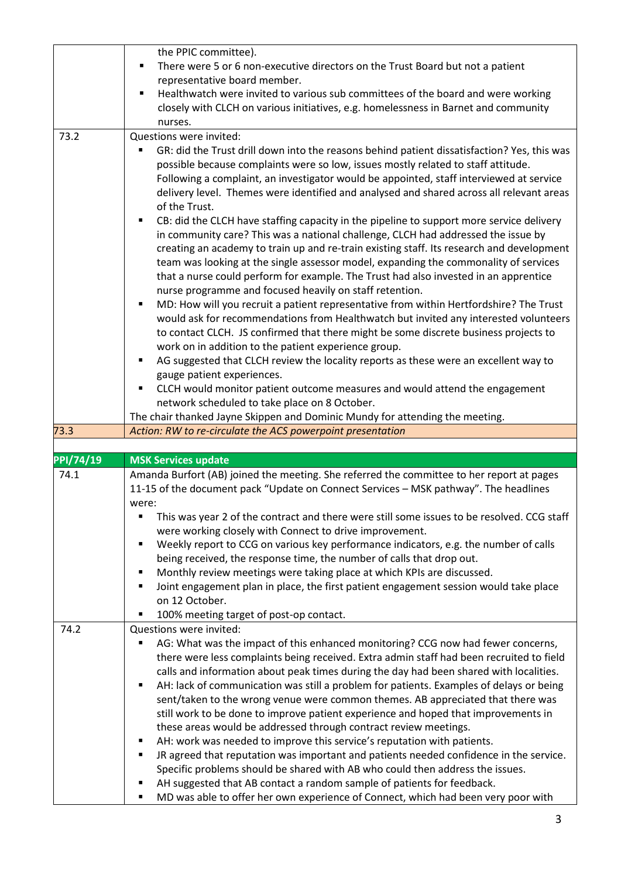| | |
|---|---|
| | the PPIC committee).<br>▪ There were 5 or 6 non-executive directors on the Trust Board but not a patient representative board member.<br>▪ Healthwatch were invited to various sub committees of the board and were working closely with CLCH on various initiatives, e.g. homelessness in Barnet and community nurses. |
| 73.2 | Questions were invited:<br>▪ GR: did the Trust drill down into the reasons behind patient dissatisfaction? Yes, this was possible because complaints were so low, issues mostly related to staff attitude. Following a complaint, an investigator would be appointed, staff interviewed at service delivery level. Themes were identified and analysed and shared across all relevant areas of the Trust.<br>▪ CB: did the CLCH have staffing capacity in the pipeline to support more service delivery in community care? This was a national challenge, CLCH had addressed the issue by creating an academy to train up and re-train existing staff. Its research and development team was looking at the single assessor model, expanding the commonality of services that a nurse could perform for example. The Trust had also invested in an apprentice nurse programme and focused heavily on staff retention.<br>▪ MD: How will you recruit a patient representative from within Hertfordshire? The Trust would ask for recommendations from Healthwatch but invited any interested volunteers to contact CLCH. JS confirmed that there might be some discrete business projects to work on in addition to the patient experience group.<br>▪ AG suggested that CLCH review the locality reports as these were an excellent way to gauge patient experiences.<br>▪ CLCH would monitor patient outcome measures and would attend the engagement network scheduled to take place on 8 October.<br>The chair thanked Jayne Skippen and Dominic Mundy for attending the meeting. |
| 73.3 | *Action: RW to re-circulate the ACS powerpoint presentation* |
| | |
| **PPI/74/19** | **MSK Services update** |
| 74.1 | Amanda Burfort (AB) joined the meeting. She referred the committee to her report at pages 11-15 of the document pack "Update on Connect Services – MSK pathway". The headlines were:<br>▪ This was year 2 of the contract and there were still some issues to be resolved. CCG staff were working closely with Connect to drive improvement.<br>▪ Weekly report to CCG on various key performance indicators, e.g. the number of calls being received, the response time, the number of calls that drop out.<br>▪ Monthly review meetings were taking place at which KPIs are discussed.<br>▪ Joint engagement plan in place, the first patient engagement session would take place on 12 October.<br>▪ 100% meeting target of post-op contact. |
| 74.2 | Questions were invited:<br>▪ AG: What was the impact of this enhanced monitoring? CCG now had fewer concerns, there were less complaints being received. Extra admin staff had been recruited to field calls and information about peak times during the day had been shared with localities.<br>▪ AH: lack of communication was still a problem for patients. Examples of delays or being sent/taken to the wrong venue were common themes. AB appreciated that there was still work to be done to improve patient experience and hoped that improvements in these areas would be addressed through contract review meetings.<br>▪ AH: work was needed to improve this service's reputation with patients.<br>▪ JR agreed that reputation was important and patients needed confidence in the service. Specific problems should be shared with AB who could then address the issues.<br>▪ AH suggested that AB contact a random sample of patients for feedback.<br>▪ MD was able to offer her own experience of Connect, which had been very poor with |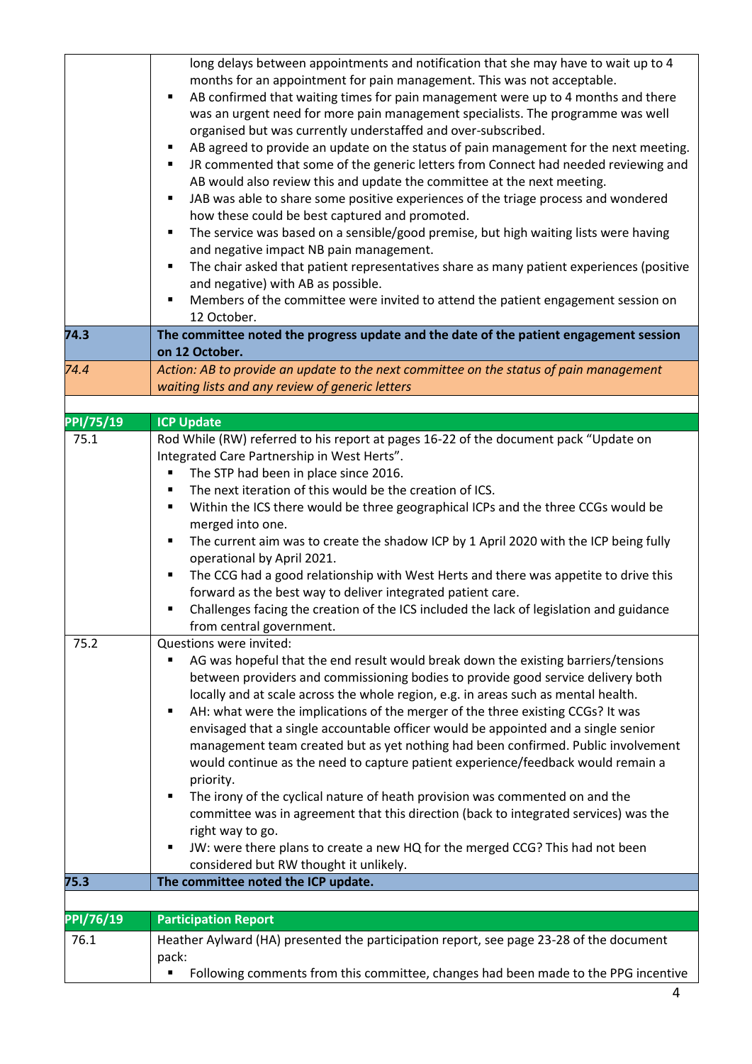| | |
|---|---|
| | long delays between appointments and notification that she may have to wait up to 4 months for an appointment for pain management. This was not acceptable.<br>▪ AB confirmed that waiting times for pain management were up to 4 months and there was an urgent need for more pain management specialists. The programme was well organised but was currently understaffed and over-subscribed.<br>▪ AB agreed to provide an update on the status of pain management for the next meeting.<br>▪ JR commented that some of the generic letters from Connect had needed reviewing and AB would also review this and update the committee at the next meeting.<br>▪ JAB was able to share some positive experiences of the triage process and wondered how these could be best captured and promoted.<br>▪ The service was based on a sensible/good premise, but high waiting lists were having and negative impact NB pain management.<br>▪ The chair asked that patient representatives share as many patient experiences (positive and negative) with AB as possible.<br>▪ Members of the committee were invited to attend the patient engagement session on 12 October. |
| **74.3** | **The committee noted the progress update and the date of the patient engagement session on 12 October.** |
| *74.4* | *Action: AB to provide an update to the next committee on the status of pain management waiting lists and any review of generic letters* |
| | |
| **PPI/75/19** | **ICP Update** |
| 75.1 | Rod While (RW) referred to his report at pages 16-22 of the document pack "Update on Integrated Care Partnership in West Herts".<br>▪ The STP had been in place since 2016.<br>▪ The next iteration of this would be the creation of ICS.<br>▪ Within the ICS there would be three geographical ICPs and the three CCGs would be merged into one.<br>▪ The current aim was to create the shadow ICP by 1 April 2020 with the ICP being fully operational by April 2021.<br>▪ The CCG had a good relationship with West Herts and there was appetite to drive this forward as the best way to deliver integrated patient care.<br>▪ Challenges facing the creation of the ICS included the lack of legislation and guidance from central government. |
| 75.2 | Questions were invited:<br>▪ AG was hopeful that the end result would break down the existing barriers/tensions between providers and commissioning bodies to provide good service delivery both locally and at scale across the whole region, e.g. in areas such as mental health.<br>▪ AH: what were the implications of the merger of the three existing CCGs? It was envisaged that a single accountable officer would be appointed and a single senior management team created but as yet nothing had been confirmed. Public involvement would continue as the need to capture patient experience/feedback would remain a priority.<br>▪ The irony of the cyclical nature of heath provision was commented on and the committee was in agreement that this direction (back to integrated services) was the right way to go.<br>▪ JW: were there plans to create a new HQ for the merged CCG? This had not been considered but RW thought it unlikely. |
| **75.3** | **The committee noted the ICP update.** |
| | |
| **PPI/76/19** | **Participation Report** |
| 76.1 | Heather Aylward (HA) presented the participation report, see page 23-28 of the document pack:<br>▪ Following comments from this committee, changes had been made to the PPG incentive |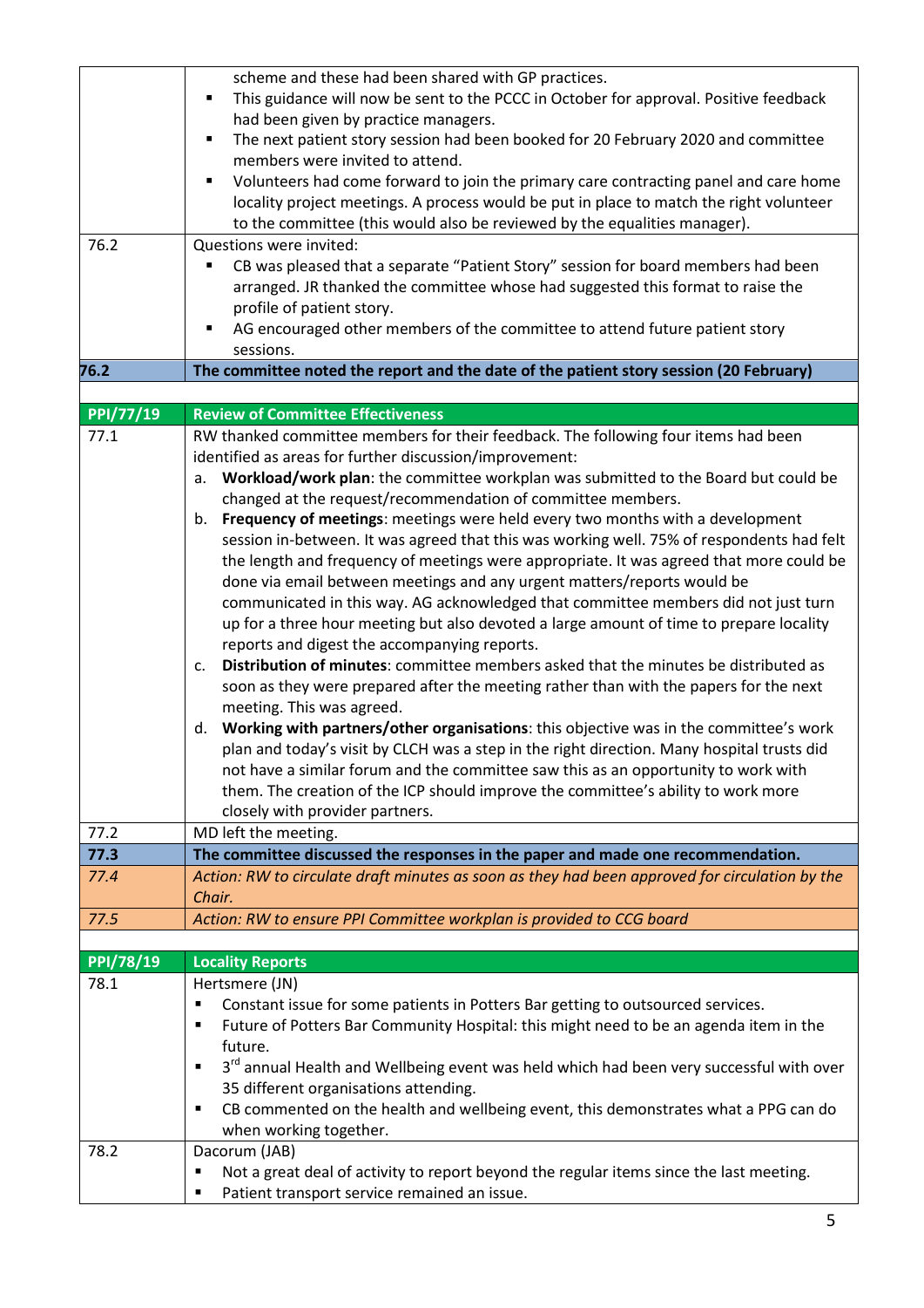| | |
|---|---|
| | scheme and these had been shared with GP practices.<br>▪ This guidance will now be sent to the PCCC in October for approval. Positive feedback had been given by practice managers.<br>▪ The next patient story session had been booked for 20 February 2020 and committee members were invited to attend.<br>▪ Volunteers had come forward to join the primary care contracting panel and care home locality project meetings. A process would be put in place to match the right volunteer to the committee (this would also be reviewed by the equalities manager). |
| 76.2 | Questions were invited:<br>▪ CB was pleased that a separate "Patient Story" session for board members had been arranged. JR thanked the committee whose had suggested this format to raise the profile of patient story.<br>▪ AG encouraged other members of the committee to attend future patient story sessions. |
| **76.2** | **The committee noted the report and the date of the patient story session (20 February)** |
| | |
| **PPI/77/19** | **Review of Committee Effectiveness** |
| 77.1 | RW thanked committee members for their feedback. The following four items had been identified as areas for further discussion/improvement:<br>a. **Workload/work plan**: the committee workplan was submitted to the Board but could be changed at the request/recommendation of committee members.<br>b. **Frequency of meetings**: meetings were held every two months with a development session in-between. It was agreed that this was working well. 75% of respondents had felt the length and frequency of meetings were appropriate. It was agreed that more could be done via email between meetings and any urgent matters/reports would be communicated in this way. AG acknowledged that committee members did not just turn up for a three hour meeting but also devoted a large amount of time to prepare locality reports and digest the accompanying reports.<br>c. **Distribution of minutes**: committee members asked that the minutes be distributed as soon as they were prepared after the meeting rather than with the papers for the next meeting. This was agreed.<br>d. **Working with partners/other organisations**: this objective was in the committee's work plan and today's visit by CLCH was a step in the right direction. Many hospital trusts did not have a similar forum and the committee saw this as an opportunity to work with them. The creation of the ICP should improve the committee's ability to work more closely with provider partners. |
| 77.2 | MD left the meeting. |
| **77.3** | **The committee discussed the responses in the paper and made one recommendation.** |
| *77.4* | *Action: RW to circulate draft minutes as soon as they had been approved for circulation by the Chair.* |
| *77.5* | *Action: RW to ensure PPI Committee workplan is provided to CCG board* |
| | |
| **PPI/78/19** | **Locality Reports** |
| 78.1 | Hertsmere (JN)<br>▪ Constant issue for some patients in Potters Bar getting to outsourced services.<br>▪ Future of Potters Bar Community Hospital: this might need to be an agenda item in the future.<br>▪ 3rd annual Health and Wellbeing event was held which had been very successful with over 35 different organisations attending.<br>▪ CB commented on the health and wellbeing event, this demonstrates what a PPG can do when working together. |
| 78.2 | Dacorum (JAB)<br>▪ Not a great deal of activity to report beyond the regular items since the last meeting.<br>▪ Patient transport service remained an issue. |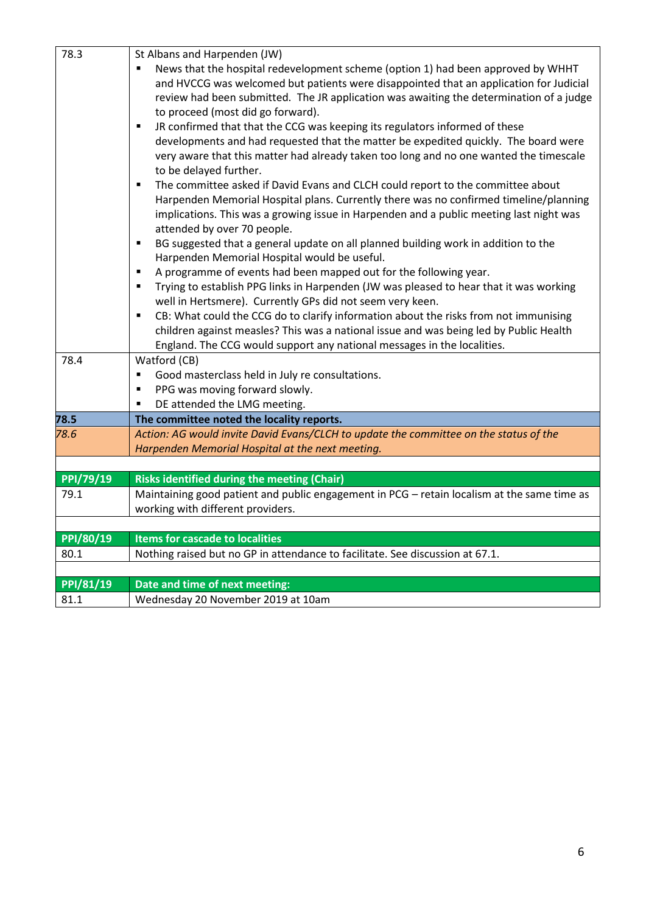| | |
|---|---|
| 78.3 | St Albans and Harpenden (JW)<br>▪ News that the hospital redevelopment scheme (option 1) had been approved by WHHT and HVCCG was welcomed but patients were disappointed that an application for Judicial review had been submitted. The JR application was awaiting the determination of a judge to proceed (most did go forward).<br>▪ JR confirmed that that the CCG was keeping its regulators informed of these developments and had requested that the matter be expedited quickly. The board were very aware that this matter had already taken too long and no one wanted the timescale to be delayed further.<br>▪ The committee asked if David Evans and CLCH could report to the committee about Harpenden Memorial Hospital plans. Currently there was no confirmed timeline/planning implications. This was a growing issue in Harpenden and a public meeting last night was attended by over 70 people.<br>▪ BG suggested that a general update on all planned building work in addition to the Harpenden Memorial Hospital would be useful.<br>▪ A programme of events had been mapped out for the following year.<br>▪ Trying to establish PPG links in Harpenden (JW was pleased to hear that it was working well in Hertsmere). Currently GPs did not seem very keen.<br>▪ CB: What could the CCG do to clarify information about the risks from not immunising children against measles? This was a national issue and was being led by Public Health England. The CCG would support any national messages in the localities. |
| 78.4 | Watford (CB)<br>▪ Good masterclass held in July re consultations.<br>▪ PPG was moving forward slowly.<br>▪ DE attended the LMG meeting. |
| **78.5** | **The committee noted the locality reports.** |
| *78.6* | *Action: AG would invite David Evans/CLCH to update the committee on the status of the Harpenden Memorial Hospital at the next meeting.* |
| | |
| **PPI/79/19** | **Risks identified during the meeting (Chair)** |
| 79.1 | Maintaining good patient and public engagement in PCG – retain localism at the same time as working with different providers. |
| | |
| **PPI/80/19** | **Items for cascade to localities** |
| 80.1 | Nothing raised but no GP in attendance to facilitate. See discussion at 67.1. |
| | |
| **PPI/81/19** | **Date and time of next meeting:** |
| 81.1 | Wednesday 20 November 2019 at 10am |